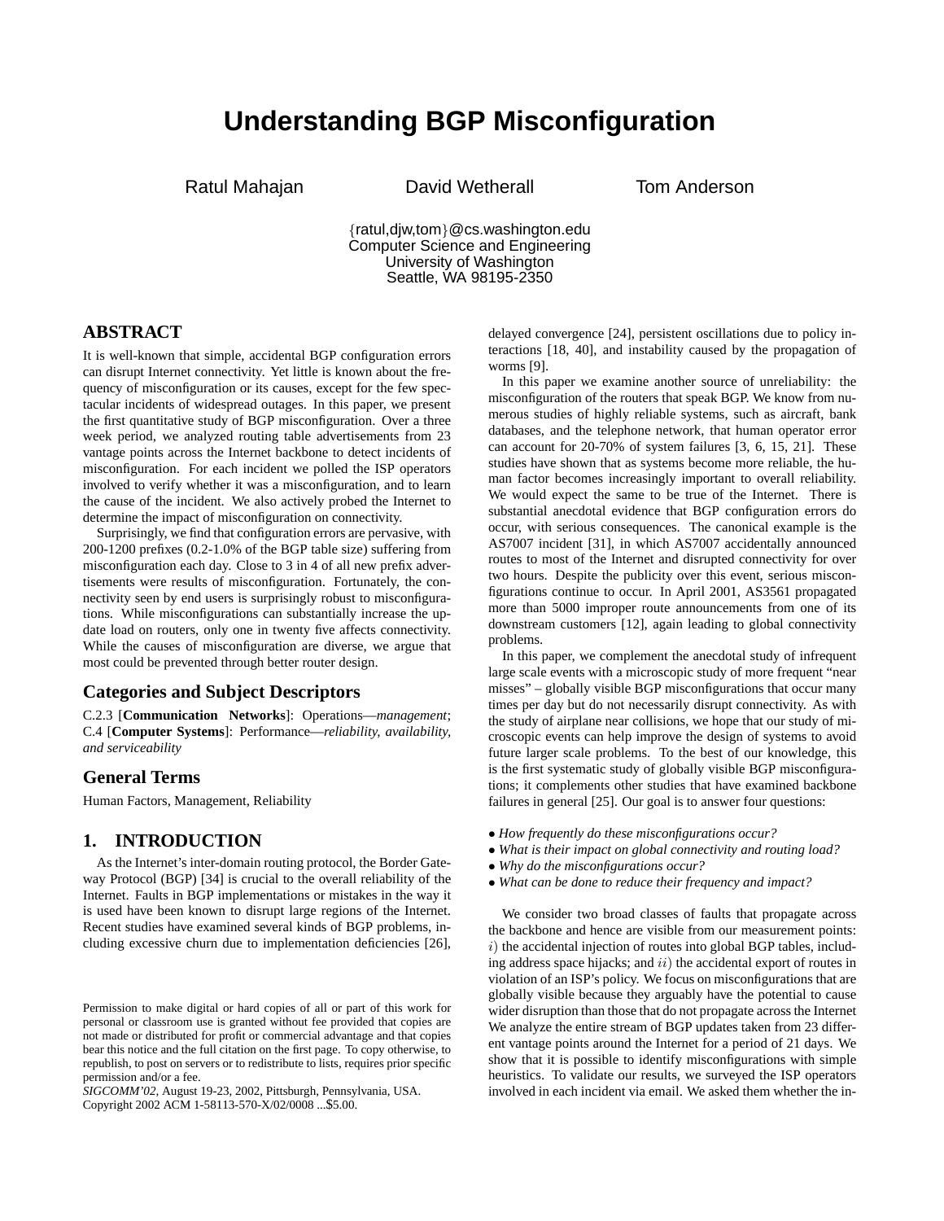# Understanding BGP Misconfiguration

Ratul Mahajan  David Wetherall  Tom Anderson

{ratul,djw,tom}@cs.washington.edu
Computer Science and Engineering
University of Washington
Seattle, WA 98195-2350

## ABSTRACT

It is well-known that simple, accidental BGP configuration errors can disrupt Internet connectivity. Yet little is known about the frequency of misconfiguration or its causes, except for the few spectacular incidents of widespread outages. In this paper, we present the first quantitative study of BGP misconfiguration. Over a three week period, we analyzed routing table advertisements from 23 vantage points across the Internet backbone to detect incidents of misconfiguration. For each incident we polled the ISP operators involved to verify whether it was a misconfiguration, and to learn the cause of the incident. We also actively probed the Internet to determine the impact of misconfiguration on connectivity.

Surprisingly, we find that configuration errors are pervasive, with 200-1200 prefixes (0.2-1.0% of the BGP table size) suffering from misconfiguration each day. Close to 3 in 4 of all new prefix advertisements were results of misconfiguration. Fortunately, the connectivity seen by end users is surprisingly robust to misconfigurations. While misconfigurations can substantially increase the update load on routers, only one in twenty five affects connectivity. While the causes of misconfiguration are diverse, we argue that most could be prevented through better router design.

## Categories and Subject Descriptors

C.2.3 [**Communication Networks**]: Operations—*management*; C.4 [**Computer Systems**]: Performance—*reliability, availability, and serviceability*

## General Terms

Human Factors, Management, Reliability

## 1. INTRODUCTION

As the Internet's inter-domain routing protocol, the Border Gateway Protocol (BGP) [34] is crucial to the overall reliability of the Internet. Faults in BGP implementations or mistakes in the way it is used have been known to disrupt large regions of the Internet. Recent studies have examined several kinds of BGP problems, including excessive churn due to implementation deficiencies [26], delayed convergence [24], persistent oscillations due to policy interactions [18, 40], and instability caused by the propagation of worms [9].

In this paper we examine another source of unreliability: the misconfiguration of the routers that speak BGP. We know from numerous studies of highly reliable systems, such as aircraft, bank databases, and the telephone network, that human operator error can account for 20-70% of system failures [3, 6, 15, 21]. These studies have shown that as systems become more reliable, the human factor becomes increasingly important to overall reliability. We would expect the same to be true of the Internet. There is substantial anecdotal evidence that BGP configuration errors do occur, with serious consequences. The canonical example is the AS7007 incident [31], in which AS7007 accidentally announced routes to most of the Internet and disrupted connectivity for over two hours. Despite the publicity over this event, serious misconfigurations continue to occur. In April 2001, AS3561 propagated more than 5000 improper route announcements from one of its downstream customers [12], again leading to global connectivity problems.

In this paper, we complement the anecdotal study of infrequent large scale events with a microscopic study of more frequent "near misses" – globally visible BGP misconfigurations that occur many times per day but do not necessarily disrupt connectivity. As with the study of airplane near collisions, we hope that our study of microscopic events can help improve the design of systems to avoid future larger scale problems. To the best of our knowledge, this is the first systematic study of globally visible BGP misconfigurations; it complements other studies that have examined backbone failures in general [25]. Our goal is to answer four questions:

- *How frequently do these misconfigurations occur?*
- *What is their impact on global connectivity and routing load?*
- *Why do the misconfigurations occur?*
- *What can be done to reduce their frequency and impact?*

We consider two broad classes of faults that propagate across the backbone and hence are visible from our measurement points: $i$) the accidental injection of routes into global BGP tables, including address space hijacks; and $ii$) the accidental export of routes in violation of an ISP's policy. We focus on misconfigurations that are globally visible because they arguably have the potential to cause wider disruption than those that do not propagate across the Internet We analyze the entire stream of BGP updates taken from 23 different vantage points around the Internet for a period of 21 days. We show that it is possible to identify misconfigurations with simple heuristics. To validate our results, we surveyed the ISP operators involved in each incident via email. We asked them whether the in-

Permission to make digital or hard copies of all or part of this work for personal or classroom use is granted without fee provided that copies are not made or distributed for profit or commercial advantage and that copies bear this notice and the full citation on the first page. To copy otherwise, to republish, to post on servers or to redistribute to lists, requires prior specific permission and/or a fee.
*SIGCOMM'02,* August 19-23, 2002, Pittsburgh, Pennsylvania, USA.
Copyright 2002 ACM 1-58113-570-X/02/0008 ...$5.00.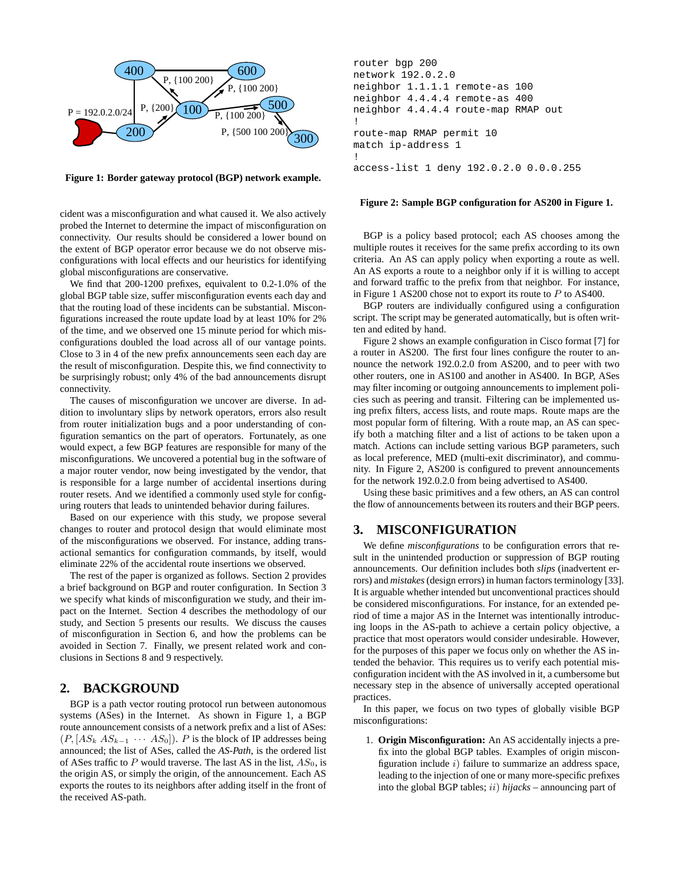Figure 1: Border gateway protocol (BGP) network example.

cident was a misconfiguration and what caused it. We also actively probed the Internet to determine the impact of misconfiguration on connectivity. Our results should be considered a lower bound on the extent of BGP operator error because we do not observe misconfigurations with local effects and our heuristics for identifying global misconfigurations are conservative.

We find that 200-1200 prefixes, equivalent to 0.2-1.0% of the global BGP table size, suffer misconfiguration events each day and that the routing load of these incidents can be substantial. Misconfigurations increased the route update load by at least 10% for 2% of the time, and we observed one 15 minute period for which misconfigurations doubled the load across all of our vantage points. Close to 3 in 4 of the new prefix announcements seen each day are the result of misconfiguration. Despite this, we find connectivity to be surprisingly robust; only 4% of the bad announcements disrupt connectivity.

The causes of misconfiguration we uncover are diverse. In addition to involuntary slips by network operators, errors also result from router initialization bugs and a poor understanding of configuration semantics on the part of operators. Fortunately, as one would expect, a few BGP features are responsible for many of the misconfigurations. We uncovered a potential bug in the software of a major router vendor, now being investigated by the vendor, that is responsible for a large number of accidental insertions during router resets. And we identified a commonly used style for configuring routers that leads to unintended behavior during failures.

Based on our experience with this study, we propose several changes to router and protocol design that would eliminate most of the misconfigurations we observed. For instance, adding transactional semantics for configuration commands, by itself, would eliminate 22% of the accidental route insertions we observed.

The rest of the paper is organized as follows. Section 2 provides a brief background on BGP and router configuration. In Section 3 we specify what kinds of misconfiguration we study, and their impact on the Internet. Section 4 describes the methodology of our study, and Section 5 presents our results. We discuss the causes of misconfiguration in Section 6, and how the problems can be avoided in Section 7. Finally, we present related work and conclusions in Sections 8 and 9 respectively.

## 2. BACKGROUND

BGP is a path vector routing protocol run between autonomous systems (ASes) in the Internet. As shown in Figure 1, a BGP route announcement consists of a network prefix and a list of ASes: $(P, [AS_k\ AS_{k-1}\ \cdots\ AS_0])$. $P$ is the block of IP addresses being announced; the list of ASes, called the *AS-Path*, is the ordered list of ASes traffic to $P$ would traverse. The last AS in the list, $AS_0$, is the origin AS, or simply the origin, of the announcement. Each AS exports the routes to its neighbors after adding itself in the front of the received AS-path.

```
router bgp 200
network 192.0.2.0
neighbor 1.1.1.1 remote-as 100
neighbor 4.4.4.4 remote-as 400
neighbor 4.4.4.4 route-map RMAP out
!
route-map RMAP permit 10
match ip-address 1
!
access-list 1 deny 192.0.2.0 0.0.0.255
```

Figure 2: Sample BGP configuration for AS200 in Figure 1.

BGP is a policy based protocol; each AS chooses among the multiple routes it receives for the same prefix according to its own criteria. An AS can apply policy when exporting a route as well. An AS exports a route to a neighbor only if it is willing to accept and forward traffic to the prefix from that neighbor. For instance, in Figure 1 AS200 chose not to export its route to $P$ to AS400.

BGP routers are individually configured using a configuration script. The script may be generated automatically, but is often written and edited by hand.

Figure 2 shows an example configuration in Cisco format [7] for a router in AS200. The first four lines configure the router to announce the network 192.0.2.0 from AS200, and to peer with two other routers, one in AS100 and another in AS400. In BGP, ASes may filter incoming or outgoing announcements to implement policies such as peering and transit. Filtering can be implemented using prefix filters, access lists, and route maps. Route maps are the most popular form of filtering. With a route map, an AS can specify both a matching filter and a list of actions to be taken upon a match. Actions can include setting various BGP parameters, such as local preference, MED (multi-exit discriminator), and community. In Figure 2, AS200 is configured to prevent announcements for the network 192.0.2.0 from being advertised to AS400.

Using these basic primitives and a few others, an AS can control the flow of announcements between its routers and their BGP peers.

## 3. MISCONFIGURATION

We define *misconfigurations* to be configuration errors that result in the unintended production or suppression of BGP routing announcements. Our definition includes both *slips* (inadvertent errors) and *mistakes* (design errors) in human factors terminology [33]. It is arguable whether intended but unconventional practices should be considered misconfigurations. For instance, for an extended period of time a major AS in the Internet was intentionally introducing loops in the AS-path to achieve a certain policy objective, a practice that most operators would consider undesirable. However, for the purposes of this paper we focus only on whether the AS intended the behavior. This requires us to verify each potential misconfiguration incident with the AS involved in it, a cumbersome but necessary step in the absence of universally accepted operational practices.

In this paper, we focus on two types of globally visible BGP misconfigurations:

1. **Origin Misconfiguration:** An AS accidentally injects a prefix into the global BGP tables. Examples of origin misconfiguration include $i)$ failure to summarize an address space, leading to the injection of one or many more-specific prefixes into the global BGP tables; $ii)$ *hijacks* – announcing part of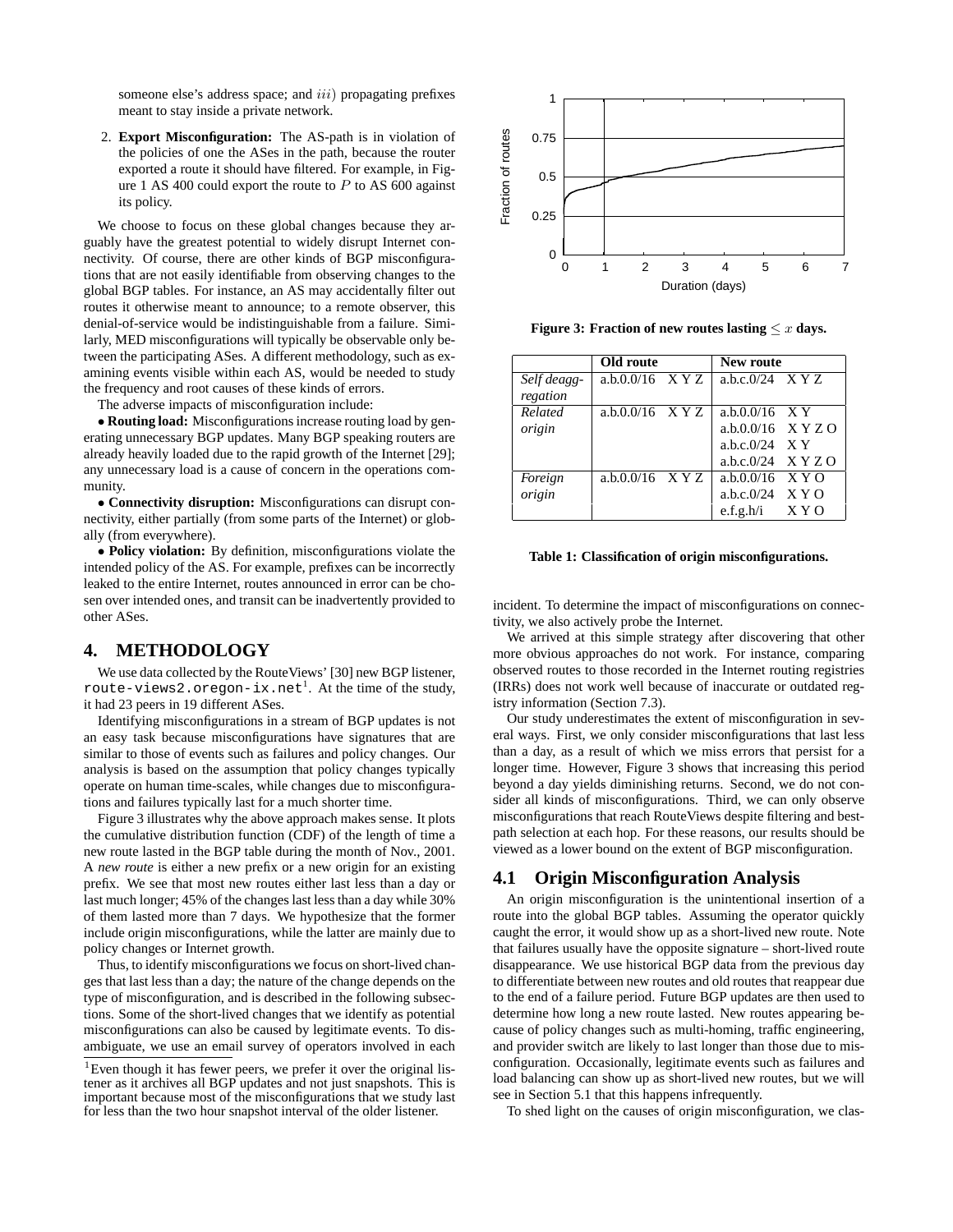someone else's address space; and $iii$) propagating prefixes meant to stay inside a private network.

2. **Export Misconfiguration:** The AS-path is in violation of the policies of one the ASes in the path, because the router exported a route it should have filtered. For example, in Figure 1 AS 400 could export the route to $P$ to AS 600 against its policy.

We choose to focus on these global changes because they arguably have the greatest potential to widely disrupt Internet connectivity. Of course, there are other kinds of BGP misconfigurations that are not easily identifiable from observing changes to the global BGP tables. For instance, an AS may accidentally filter out routes it otherwise meant to announce; to a remote observer, this denial-of-service would be indistinguishable from a failure. Similarly, MED misconfigurations will typically be observable only between the participating ASes. A different methodology, such as examining events visible within each AS, would be needed to study the frequency and root causes of these kinds of errors.

The adverse impacts of misconfiguration include:

• **Routing load:** Misconfigurations increase routing load by generating unnecessary BGP updates. Many BGP speaking routers are already heavily loaded due to the rapid growth of the Internet [29]; any unnecessary load is a cause of concern in the operations community.

• **Connectivity disruption:** Misconfigurations can disrupt connectivity, either partially (from some parts of the Internet) or globally (from everywhere).

• **Policy violation:** By definition, misconfigurations violate the intended policy of the AS. For example, prefixes can be incorrectly leaked to the entire Internet, routes announced in error can be chosen over intended ones, and transit can be inadvertently provided to other ASes.

## 4. METHODOLOGY

We use data collected by the RouteViews' [30] new BGP listener, `route-views2.oregon-ix.net`[1]. At the time of the study, it had 23 peers in 19 different ASes.

Identifying misconfigurations in a stream of BGP updates is not an easy task because misconfigurations have signatures that are similar to those of events such as failures and policy changes. Our analysis is based on the assumption that policy changes typically operate on human time-scales, while changes due to misconfigurations and failures typically last for a much shorter time.

Figure 3 illustrates why the above approach makes sense. It plots the cumulative distribution function (CDF) of the length of time a new route lasted in the BGP table during the month of Nov., 2001. A *new route* is either a new prefix or a new origin for an existing prefix. We see that most new routes either last less than a day or last much longer; 45% of the changes last less than a day while 30% of them lasted more than 7 days. We hypothesize that the former include origin misconfigurations, while the latter are mainly due to policy changes or Internet growth.

Thus, to identify misconfigurations we focus on short-lived changes that last less than a day; the nature of the change depends on the type of misconfiguration, and is described in the following subsections. Some of the short-lived changes that we identify as potential misconfigurations can also be caused by legitimate events. To disambiguate, we use an email survey of operators involved in each incident. To determine the impact of misconfigurations on connectivity, we also actively probe the Internet.

[1]Even though it has fewer peers, we prefer it over the original listener as it archives all BGP updates and not just snapshots. This is important because most of the misconfigurations that we study last for less than the two hour snapshot interval of the older listener.

**Figure 3: Fraction of new routes lasting $\leq x$ days.**

| | Old route | New route |
|---|---|---|
| *Self deaggregation* | a.b.0.0/16 X Y Z | a.b.c.0/24 X Y Z |
| *Related origin* | a.b.0.0/16 X Y Z | a.b.0.0/16 X Y |
| | | a.b.0.0/16 X Y Z O |
| | | a.b.c.0/24 X Y |
| | | a.b.c.0/24 X Y Z O |
| *Foreign origin* | a.b.0.0/16 X Y Z | a.b.0.0/16 X Y O |
| | | a.b.c.0/24 X Y O |
| | | e.f.g.h/i X Y O |

**Table 1: Classification of origin misconfigurations.**

We arrived at this simple strategy after discovering that other more obvious approaches do not work. For instance, comparing observed routes to those recorded in the Internet routing registries (IRRs) does not work well because of inaccurate or outdated registry information (Section 7.3).

Our study underestimates the extent of misconfiguration in several ways. First, we only consider misconfigurations that last less than a day, as a result of which we miss errors that persist for a longer time. However, Figure 3 shows that increasing this period beyond a day yields diminishing returns. Second, we do not consider all kinds of misconfigurations. Third, we can only observe misconfigurations that reach RouteViews despite filtering and best-path selection at each hop. For these reasons, our results should be viewed as a lower bound on the extent of BGP misconfiguration.

### 4.1 Origin Misconfiguration Analysis

An origin misconfiguration is the unintentional insertion of a route into the global BGP tables. Assuming the operator quickly caught the error, it would show up as a short-lived new route. Note that failures usually have the opposite signature – short-lived route disappearance. We use historical BGP data from the previous day to differentiate between new routes and old routes that reappear due to the end of a failure period. Future BGP updates are then used to determine how long a new route lasted. New routes appearing because of policy changes such as multi-homing, traffic engineering, and provider switch are likely to last longer than those due to misconfiguration. Occasionally, legitimate events such as failures and load balancing can show up as short-lived new routes, but we will see in Section 5.1 that this happens infrequently.

To shed light on the causes of origin misconfiguration, we clas-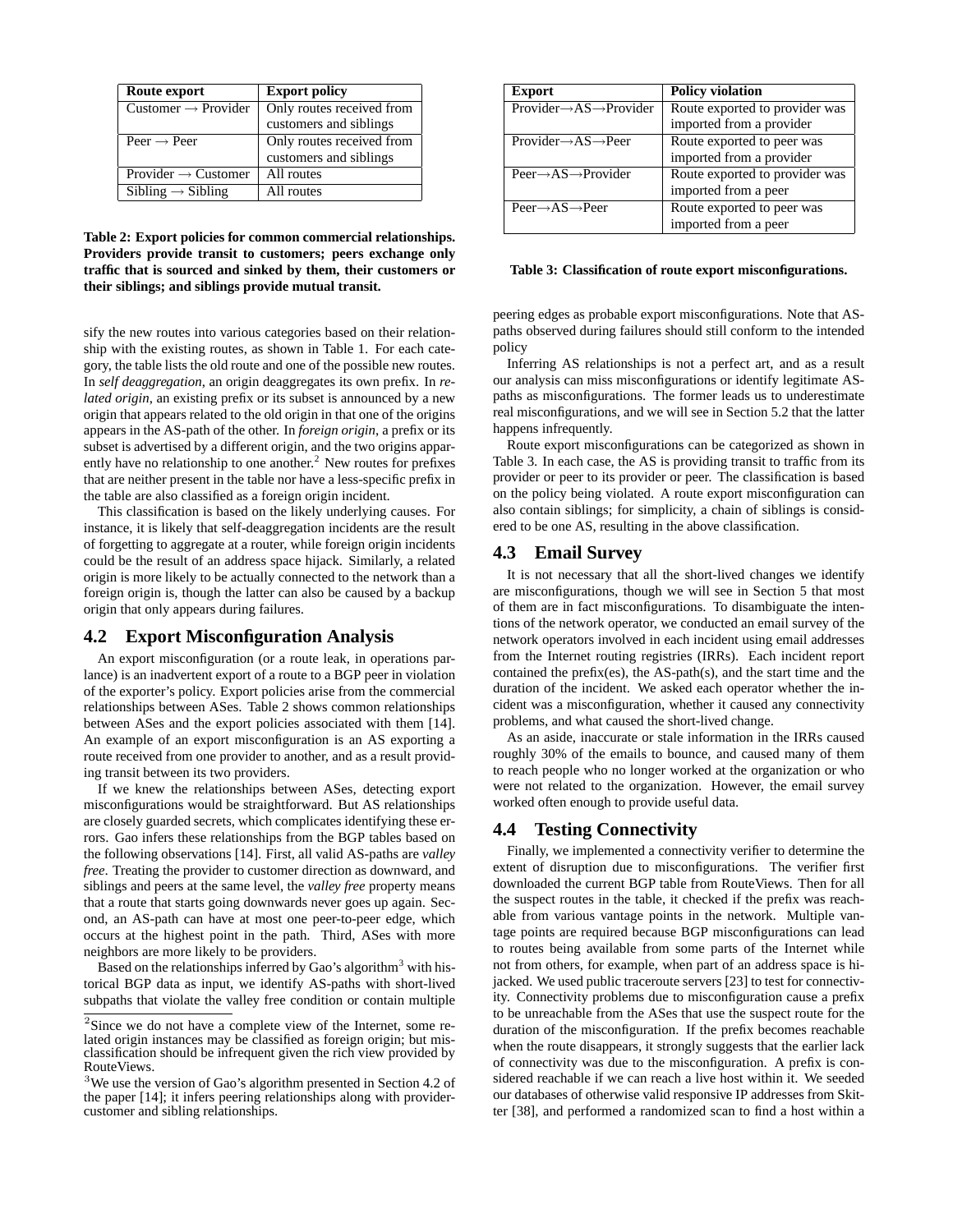| Route export | Export policy |
|---|---|
| Customer → Provider | Only routes received from customers and siblings |
| Peer → Peer | Only routes received from customers and siblings |
| Provider → Customer | All routes |
| Sibling → Sibling | All routes |

**Table 2: Export policies for common commercial relationships. Providers provide transit to customers; peers exchange only traffic that is sourced and sinked by them, their customers or their siblings; and siblings provide mutual transit.**

sify the new routes into various categories based on their relationship with the existing routes, as shown in Table 1. For each category, the table lists the old route and one of the possible new routes. In *self deaggregation*, an origin deaggregates its own prefix. In *related origin*, an existing prefix or its subset is announced by a new origin that appears related to the old origin in that one of the origins appears in the AS-path of the other. In *foreign origin*, a prefix or its subset is advertised by a different origin, and the two origins apparently have no relationship to one another.[2] New routes for prefixes that are neither present in the table nor have a less-specific prefix in the table are also classified as a foreign origin incident.

This classification is based on the likely underlying causes. For instance, it is likely that self-deaggregation incidents are the result of forgetting to aggregate at a router, while foreign origin incidents could be the result of an address space hijack. Similarly, a related origin is more likely to be actually connected to the network than a foreign origin is, though the latter can also be caused by a backup origin that only appears during failures.

## 4.2 Export Misconfiguration Analysis

An export misconfiguration (or a route leak, in operations parlance) is an inadvertent export of a route to a BGP peer in violation of the exporter's policy. Export policies arise from the commercial relationships between ASes. Table 2 shows common relationships between ASes and the export policies associated with them [14]. An example of an export misconfiguration is an AS exporting a route received from one provider to another, and as a result providing transit between its two providers.

If we knew the relationships between ASes, detecting export misconfigurations would be straightforward. But AS relationships are closely guarded secrets, which complicates identifying these errors. Gao infers these relationships from the BGP tables based on the following observations [14]. First, all valid AS-paths are *valley free*. Treating the provider to customer direction as downward, and siblings and peers at the same level, the *valley free* property means that a route that starts going downwards never goes up again. Second, an AS-path can have at most one peer-to-peer edge, which occurs at the highest point in the path. Third, ASes with more neighbors are more likely to be providers.

Based on the relationships inferred by Gao's algorithm[3] with historical BGP data as input, we identify AS-paths with short-lived subpaths that violate the valley free condition or contain multiple peering edges as probable export misconfigurations. Note that AS-paths observed during failures should still conform to the intended policy

Inferring AS relationships is not a perfect art, and as a result our analysis can miss misconfigurations or identify legitimate AS-paths as misconfigurations. The former leads us to underestimate real misconfigurations, and we will see in Section 5.2 that the latter happens infrequently.

Route export misconfigurations can be categorized as shown in Table 3. In each case, the AS is providing transit to traffic from its provider or peer to its provider or peer. The classification is based on the policy being violated. A route export misconfiguration can also contain siblings; for simplicity, a chain of siblings is considered to be one AS, resulting in the above classification.

| Export | Policy violation |
|---|---|
| Provider→AS→Provider | Route exported to provider was imported from a provider |
| Provider→AS→Peer | Route exported to peer was imported from a provider |
| Peer→AS→Provider | Route exported to provider was imported from a peer |
| Peer→AS→Peer | Route exported to peer was imported from a peer |

**Table 3: Classification of route export misconfigurations.**

## 4.3 Email Survey

It is not necessary that all the short-lived changes we identify are misconfigurations, though we will see in Section 5 that most of them are in fact misconfigurations. To disambiguate the intentions of the network operator, we conducted an email survey of the network operators involved in each incident using email addresses from the Internet routing registries (IRRs). Each incident report contained the prefix(es), the AS-path(s), and the start time and the duration of the incident. We asked each operator whether the incident was a misconfiguration, whether it caused any connectivity problems, and what caused the short-lived change.

As an aside, inaccurate or stale information in the IRRs caused roughly 30% of the emails to bounce, and caused many of them to reach people who no longer worked at the organization or who were not related to the organization. However, the email survey worked often enough to provide useful data.

## 4.4 Testing Connectivity

Finally, we implemented a connectivity verifier to determine the extent of disruption due to misconfigurations. The verifier first downloaded the current BGP table from RouteViews. Then for all the suspect routes in the table, it checked if the prefix was reachable from various vantage points in the network. Multiple vantage points are required because BGP misconfigurations can lead to routes being available from some parts of the Internet while not from others, for example, when part of an address space is hijacked. We used public traceroute servers [23] to test for connectivity. Connectivity problems due to misconfiguration cause a prefix to be unreachable from the ASes that use the suspect route for the duration of the misconfiguration. If the prefix becomes reachable when the route disappears, it strongly suggests that the earlier lack of connectivity was due to the misconfiguration. A prefix is considered reachable if we can reach a live host within it. We seeded our databases of otherwise valid responsive IP addresses from Skitter [38], and performed a randomized scan to find a host within a

[2] Since we do not have a complete view of the Internet, some related origin instances may be classified as foreign origin; but misclassification should be infrequent given the rich view provided by RouteViews.

[3] We use the version of Gao's algorithm presented in Section 4.2 of the paper [14]; it infers peering relationships along with provider-customer and sibling relationships.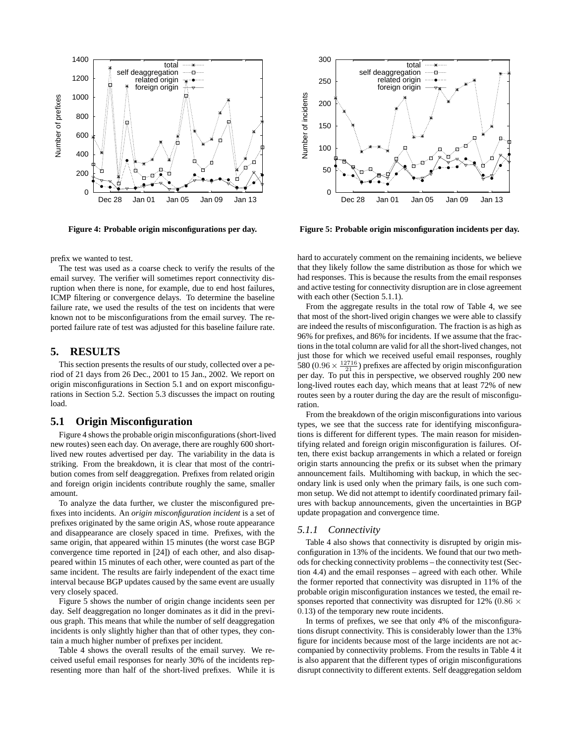Figure 4: Probable origin misconfigurations per day.

Figure 5: Probable origin misconfiguration incidents per day.

prefix we wanted to test.

The test was used as a coarse check to verify the results of the email survey. The verifier will sometimes report connectivity disruption when there is none, for example, due to end host failures, ICMP filtering or convergence delays. To determine the baseline failure rate, we used the results of the test on incidents that were known not to be misconfigurations from the email survey. The reported failure rate of test was adjusted for this baseline failure rate.

# 5. RESULTS

This section presents the results of our study, collected over a period of 21 days from 26 Dec., 2001 to 15 Jan., 2002. We report on origin misconfigurations in Section 5.1 and on export misconfigurations in Section 5.2. Section 5.3 discusses the impact on routing load.

## 5.1 Origin Misconfiguration

Figure 4 shows the probable origin misconfigurations (short-lived new routes) seen each day. On average, there are roughly 600 short-lived new routes advertised per day. The variability in the data is striking. From the breakdown, it is clear that most of the contribution comes from self deaggregation. Prefixes from related origin and foreign origin incidents contribute roughly the same, smaller amount.

To analyze the data further, we cluster the misconfigured prefixes into incidents. An *origin misconfiguration incident* is a set of prefixes originated by the same origin AS, whose route appearance and disappearance are closely spaced in time. Prefixes, with the same origin, that appeared within 15 minutes (the worst case BGP convergence time reported in [24]) of each other, and also disappeared within 15 minutes of each other, were counted as part of the same incident. The results are fairly independent of the exact time interval because BGP updates caused by the same event are usually very closely spaced.

Figure 5 shows the number of origin change incidents seen per day. Self deaggregation no longer dominates as it did in the previous graph. This means that while the number of self deaggregation incidents is only slightly higher than that of other types, they contain a much higher number of prefixes per incident.

Table 4 shows the overall results of the email survey. We received useful email responses for nearly 30% of the incidents representing more than half of the short-lived prefixes. While it is hard to accurately comment on the remaining incidents, we believe that they likely follow the same distribution as those for which we had responses. This is because the results from the email responses and active testing for connectivity disruption are in close agreement with each other (Section 5.1.1).

From the aggregate results in the total row of Table 4, we see that most of the short-lived origin changes we were able to classify are indeed the results of misconfiguration. The fraction is as high as 96% for prefixes, and 86% for incidents. If we assume that the fractions in the total column are valid for all the short-lived changes, not just those for which we received useful email responses, roughly 580 ($0.96 \times \frac{12716}{21}$) prefixes are affected by origin misconfiguration per day. To put this in perspective, we observed roughly 200 new long-lived routes each day, which means that at least 72% of new routes seen by a router during the day are the result of misconfiguration.

From the breakdown of the origin misconfigurations into various types, we see that the success rate for identifying misconfigurations is different for different types. The main reason for misidentifying related and foreign origin misconfiguration is failures. Often, there exist backup arrangements in which a related or foreign origin starts announcing the prefix or its subset when the primary announcement fails. Multihoming with backup, in which the secondary link is used only when the primary fails, is one such common setup. We did not attempt to identify coordinated primary failures with backup announcements, given the uncertainties in BGP update propagation and convergence time.

### 5.1.1 Connectivity

Table 4 also shows that connectivity is disrupted by origin misconfiguration in 13% of the incidents. We found that our two methods for checking connectivity problems – the connectivity test (Section 4.4) and the email responses – agreed with each other. While the former reported that connectivity was disrupted in 11% of the probable origin misconfiguration instances we tested, the email responses reported that connectivity was disrupted for 12% ($0.86 \times 0.13$) of the temporary new route incidents.

In terms of prefixes, we see that only 4% of the misconfigurations disrupt connectivity. This is considerably lower than the 13% figure for incidents because most of the large incidents are not accompanied by connectivity problems. From the results in Table 4 it is also apparent that the different types of origin misconfigurations disrupt connectivity to different extents. Self deaggregation seldom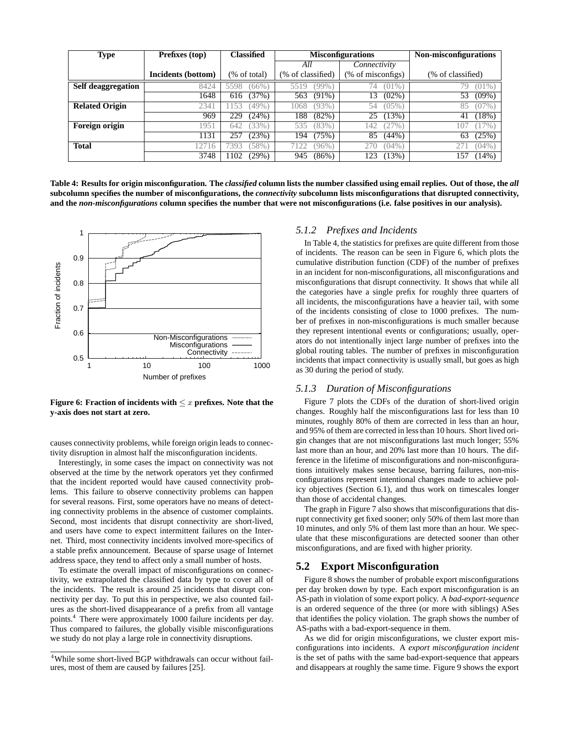| Type | Prefixes (top) | Classified | Misconfigurations | | Non-misconfigurations |
|---|---|---|---|---|---|
| | | | *All* | *Connectivity* | |
| | Incidents (bottom) | (% of total) | (% of classified) | (% of misconfigs) | (% of classified) |
| **Self deaggregation** | 8424 | 5598 (66%) | 5519 (99%) | 74 (01%) | 79 (01%) |
| | 1648 | 616 (37%) | 563 (91%) | 13 (02%) | 53 (09%) |
| **Related Origin** | 2341 | 1153 (49%) | 1068 (93%) | 54 (05%) | 85 (07%) |
| | 969 | 229 (24%) | 188 (82%) | 25 (13%) | 41 (18%) |
| **Foreign origin** | 1951 | 642 (33%) | 535 (83%) | 142 (27%) | 107 (17%) |
| | 1131 | 257 (23%) | 194 (75%) | 85 (44%) | 63 (25%) |
| **Total** | 12716 | 7393 (58%) | 7122 (96%) | 270 (04%) | 271 (04%) |
| | 3748 | 1102 (29%) | 945 (86%) | 123 (13%) | 157 (14%) |

**Table 4: Results for origin misconfiguration. The *classified* column lists the number classified using email replies. Out of those, the *all* subcolumn specifies the number of misconfigurations, the *connectivity* subcolumn lists misconfigurations that disrupted connectivity, and the *non-misconfigurations* column specifies the number that were not misconfigurations (i.e. false positives in our analysis).**

**Figure 6: Fraction of incidents with $\leq x$ prefixes. Note that the y-axis does not start at zero.**

causes connectivity problems, while foreign origin leads to connectivity disruption in almost half the misconfiguration incidents.

Interestingly, in some cases the impact on connectivity was not observed at the time by the network operators yet they confirmed that the incident reported would have caused connectivity problems. This failure to observe connectivity problems can happen for several reasons. First, some operators have no means of detecting connectivity problems in the absence of customer complaints. Second, most incidents that disrupt connectivity are short-lived, and users have come to expect intermittent failures on the Internet. Third, most connectivity incidents involved more-specifics of a stable prefix announcement. Because of sparse usage of Internet address space, they tend to affect only a small number of hosts.

To estimate the overall impact of misconfigurations on connectivity, we extrapolated the classified data by type to cover all of the incidents. The result is around 25 incidents that disrupt connectivity per day. To put this in perspective, we also counted failures as the short-lived disappearance of a prefix from all vantage points.[4] There were approximately 1000 failure incidents per day. Thus compared to failures, the globally visible misconfigurations we study do not play a large role in connectivity disruptions.

[4]While some short-lived BGP withdrawals can occur without failures, most of them are caused by failures [25].

### 5.1.2 Prefixes and Incidents

In Table 4, the statistics for prefixes are quite different from those of incidents. The reason can be seen in Figure 6, which plots the cumulative distribution function (CDF) of the number of prefixes in an incident for non-misconfigurations, all misconfigurations and misconfigurations that disrupt connectivity. It shows that while all the categories have a single prefix for roughly three quarters of all incidents, the misconfigurations have a heavier tail, with some of the incidents consisting of close to 1000 prefixes. The number of prefixes in non-misconfigurations is much smaller because they represent intentional events or configurations; usually, operators do not intentionally inject large number of prefixes into the global routing tables. The number of prefixes in misconfiguration incidents that impact connectivity is usually small, but goes as high as 30 during the period of study.

### 5.1.3 Duration of Misconfigurations

Figure 7 plots the CDFs of the duration of short-lived origin changes. Roughly half the misconfigurations last for less than 10 minutes, roughly 80% of them are corrected in less than an hour, and 95% of them are corrected in less than 10 hours. Short lived origin changes that are not misconfigurations last much longer; 55% last more than an hour, and 20% last more than 10 hours. The difference in the lifetime of misconfigurations and non-misconfigurations intuitively makes sense because, barring failures, non-misconfigurations represent intentional changes made to achieve policy objectives (Section 6.1), and thus work on timescales longer than those of accidental changes.

The graph in Figure 7 also shows that misconfigurations that disrupt connectivity get fixed sooner; only 50% of them last more than 10 minutes, and only 5% of them last more than an hour. We speculate that these misconfigurations are detected sooner than other misconfigurations, and are fixed with higher priority.

## 5.2 Export Misconfiguration

Figure 8 shows the number of probable export misconfigurations per day broken down by type. Each export misconfiguration is an AS-path in violation of some export policy. A *bad-export-sequence* is an ordered sequence of the three (or more with siblings) ASes that identifies the policy violation. The graph shows the number of AS-paths with a bad-export-sequence in them.

As we did for origin misconfigurations, we cluster export misconfigurations into incidents. A *export misconfiguration incident* is the set of paths with the same bad-export-sequence that appears and disappears at roughly the same time. Figure 9 shows the export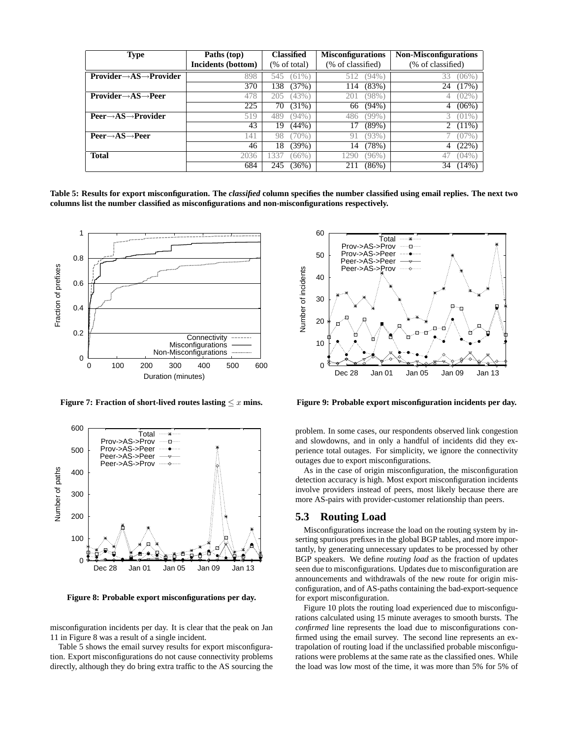| Type | Paths (top) Incidents (bottom) | Classified (% of total) | Misconfigurations (% of classified) | Non-Misconfigurations (% of classified) |
|---|---|---|---|---|
| **Provider→AS→Provider** | 898 | 545 (61%) | 512 (94%) | 33 (06%) |
| | 370 | 138 (37%) | 114 (83%) | 24 (17%) |
| **Provider→AS→Peer** | 478 | 205 (43%) | 201 (98%) | 4 (02%) |
| | 225 | 70 (31%) | 66 (94%) | 4 (06%) |
| **Peer→AS→Provider** | 519 | 489 (94%) | 486 (99%) | 3 (01%) |
| | 43 | 19 (44%) | 17 (89%) | 2 (11%) |
| **Peer→AS→Peer** | 141 | 98 (70%) | 91 (93%) | 7 (07%) |
| | 46 | 18 (39%) | 14 (78%) | 4 (22%) |
| **Total** | 2036 | 1337 (66%) | 1290 (96%) | 47 (04%) |
| | 684 | 245 (36%) | 211 (86%) | 34 (14%) |

**Table 5: Results for export misconfiguration. The *classified* column specifies the number classified using email replies. The next two columns list the number classified as misconfigurations and non-misconfigurations respectively.**

**Figure 7: Fraction of short-lived routes lasting $\leq x$ mins.**

**Figure 9: Probable export misconfiguration incidents per day.**

**Figure 8: Probable export misconfigurations per day.**

misconfiguration incidents per day. It is clear that the peak on Jan 11 in Figure 8 was a result of a single incident.

Table 5 shows the email survey results for export misconfiguration. Export misconfigurations do not cause connectivity problems directly, although they do bring extra traffic to the AS sourcing the problem. In some cases, our respondents observed link congestion and slowdowns, and in only a handful of incidents did they experience total outages. For simplicity, we ignore the connectivity outages due to export misconfigurations.

As in the case of origin misconfiguration, the misconfiguration detection accuracy is high. Most export misconfiguration incidents involve providers instead of peers, most likely because there are more AS-pairs with provider-customer relationship than peers.

## 5.3 Routing Load

Misconfigurations increase the load on the routing system by inserting spurious prefixes in the global BGP tables, and more importantly, by generating unnecessary updates to be processed by other BGP speakers. We define *routing load* as the fraction of updates seen due to misconfigurations. Updates due to misconfiguration are announcements and withdrawals of the new route for origin misconfiguration, and of AS-paths containing the bad-export-sequence for export misconfiguration.

Figure 10 plots the routing load experienced due to misconfigurations calculated using 15 minute averages to smooth bursts. The *confirmed* line represents the load due to misconfigurations confirmed using the email survey. The second line represents an extrapolation of routing load if the unclassified probable misconfigurations were problems at the same rate as the classified ones. While the load was low most of the time, it was more than 5% for 5% of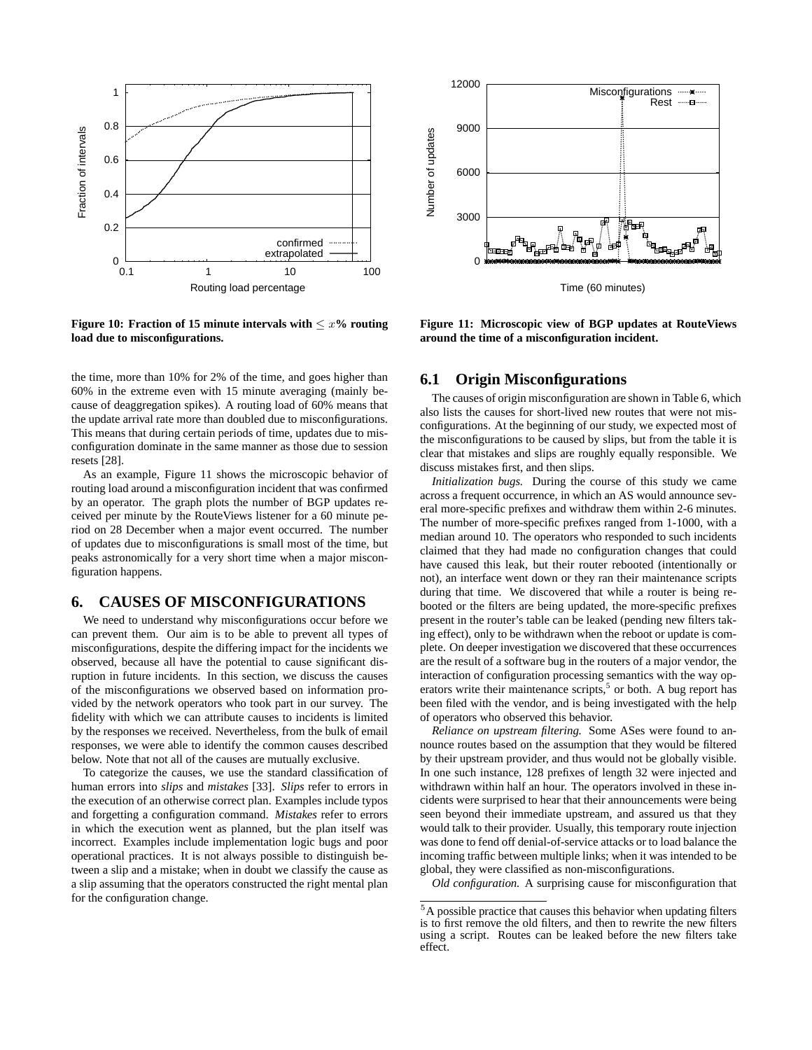1
0.8
0.6
0.4
0.2
0
0.1 1 10 100
Fraction of intervals
Routing load percentage
confirmed
extrapolated

**Figure 10: Fraction of 15 minute intervals with $\leq x$% routing load due to misconfigurations.**

12000
9000
6000
3000
0
Number of updates
Time (60 minutes)
Misconfigurations
Rest

**Figure 11: Microscopic view of BGP updates at RouteViews around the time of a misconfiguration incident.**

the time, more than 10% for 2% of the time, and goes higher than 60% in the extreme even with 15 minute averaging (mainly because of deaggregation spikes). A routing load of 60% means that the update arrival rate more than doubled due to misconfigurations. This means that during certain periods of time, updates due to misconfiguration dominate in the same manner as those due to session resets [28].

As an example, Figure 11 shows the microscopic behavior of routing load around a misconfiguration incident that was confirmed by an operator. The graph plots the number of BGP updates received per minute by the RouteViews listener for a 60 minute period on 28 December when a major event occurred. The number of updates due to misconfigurations is small most of the time, but peaks astronomically for a very short time when a major misconfiguration happens.

## 6. CAUSES OF MISCONFIGURATIONS

We need to understand why misconfigurations occur before we can prevent them. Our aim is to be able to prevent all types of misconfigurations, despite the differing impact for the incidents we observed, because all have the potential to cause significant disruption in future incidents. In this section, we discuss the causes of the misconfigurations we observed based on information provided by the network operators who took part in our survey. The fidelity with which we can attribute causes to incidents is limited by the responses we received. Nevertheless, from the bulk of email responses, we were able to identify the common causes described below. Note that not all of the causes are mutually exclusive.

To categorize the causes, we use the standard classification of human errors into *slips* and *mistakes* [33]. *Slips* refer to errors in the execution of an otherwise correct plan. Examples include typos and forgetting a configuration command. *Mistakes* refer to errors in which the execution went as planned, but the plan itself was incorrect. Examples include implementation logic bugs and poor operational practices. It is not always possible to distinguish between a slip and a mistake; when in doubt we classify the cause as a slip assuming that the operators constructed the right mental plan for the configuration change.

### 6.1 Origin Misconfigurations

The causes of origin misconfiguration are shown in Table 6, which also lists the causes for short-lived new routes that were not misconfigurations. At the beginning of our study, we expected most of the misconfigurations to be caused by slips, but from the table it is clear that mistakes and slips are roughly equally responsible. We discuss mistakes first, and then slips.

*Initialization bugs.* During the course of this study we came across a frequent occurrence, in which an AS would announce several more-specific prefixes and withdraw them within 2-6 minutes. The number of more-specific prefixes ranged from 1-1000, with a median around 10. The operators who responded to such incidents claimed that they had made no configuration changes that could have caused this leak, but their router rebooted (intentionally or not), an interface went down or they ran their maintenance scripts during that time. We discovered that while a router is being rebooted or the filters are being updated, the more-specific prefixes present in the router's table can be leaked (pending new filters taking effect), only to be withdrawn when the reboot or update is complete. On deeper investigation we discovered that these occurrences are the result of a software bug in the routers of a major vendor, the interaction of configuration processing semantics with the way operators write their maintenance scripts,[5] or both. A bug report has been filed with the vendor, and is being investigated with the help of operators who observed this behavior.

*Reliance on upstream filtering.* Some ASes were found to announce routes based on the assumption that they would be filtered by their upstream provider, and thus would not be globally visible. In one such instance, 128 prefixes of length 32 were injected and withdrawn within half an hour. The operators involved in these incidents were surprised to hear that their announcements were being seen beyond their immediate upstream, and assured us that they would talk to their provider. Usually, this temporary route injection was done to fend off denial-of-service attacks or to load balance the incoming traffic between multiple links; when it was intended to be global, they were classified as non-misconfigurations.

*Old configuration.* A surprising cause for misconfiguration that

[5] A possible practice that causes this behavior when updating filters is to first remove the old filters, and then to rewrite the new filters using a script. Routes can be leaked before the new filters take effect.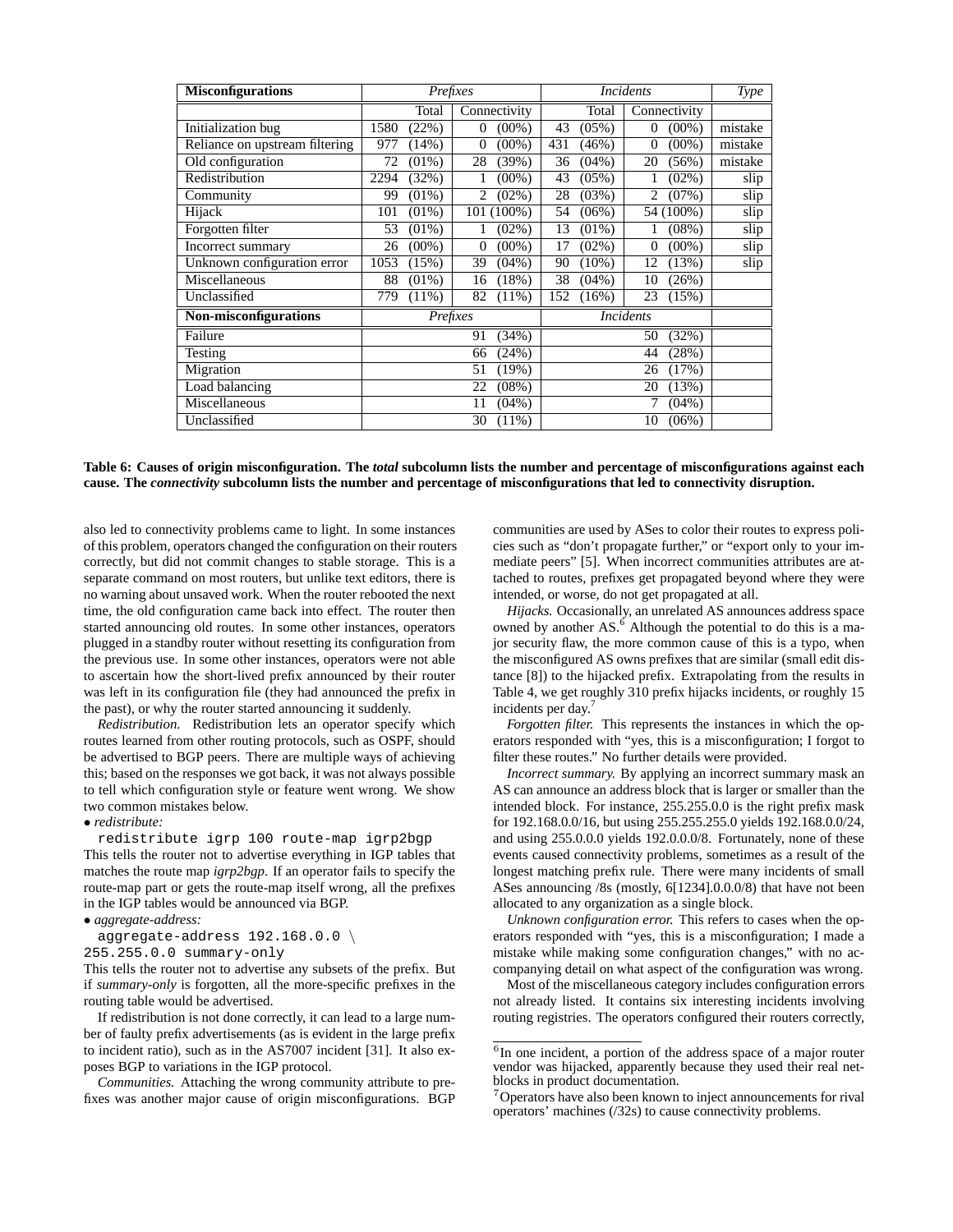| **Misconfigurations** | *Prefixes* | | *Incidents* | | *Type* |
|---|---|---|---|---|---|
| | Total | Connectivity | Total | Connectivity | |
| Initialization bug | 1580 (22%) | 0 (00%) | 43 (05%) | 0 (00%) | mistake |
| Reliance on upstream filtering | 977 (14%) | 0 (00%) | 431 (46%) | 0 (00%) | mistake |
| Old configuration | 72 (01%) | 28 (39%) | 36 (04%) | 20 (56%) | mistake |
| Redistribution | 2294 (32%) | 1 (00%) | 43 (05%) | 1 (02%) | slip |
| Community | 99 (01%) | 2 (02%) | 28 (03%) | 2 (07%) | slip |
| Hijack | 101 (01%) | 101 (100%) | 54 (06%) | 54 (100%) | slip |
| Forgotten filter | 53 (01%) | 1 (02%) | 13 (01%) | 1 (08%) | slip |
| Incorrect summary | 26 (00%) | 0 (00%) | 17 (02%) | 0 (00%) | slip |
| Unknown configuration error | 1053 (15%) | 39 (04%) | 90 (10%) | 12 (13%) | slip |
| Miscellaneous | 88 (01%) | 16 (18%) | 38 (04%) | 10 (26%) | |
| Unclassified | 779 (11%) | 82 (11%) | 152 (16%) | 23 (15%) | |
| **Non-misconfigurations** | *Prefixes* | | *Incidents* | | |
| Failure | | 91 (34%) | | 50 (32%) | |
| Testing | | 66 (24%) | | 44 (28%) | |
| Migration | | 51 (19%) | | 26 (17%) | |
| Load balancing | | 22 (08%) | | 20 (13%) | |
| Miscellaneous | | 11 (04%) | | 7 (04%) | |
| Unclassified | | 30 (11%) | | 10 (06%) | |

**Table 6: Causes of origin misconfiguration. The *total* subcolumn lists the number and percentage of misconfigurations against each cause. The *connectivity* subcolumn lists the number and percentage of misconfigurations that led to connectivity disruption.**

also led to connectivity problems came to light. In some instances of this problem, operators changed the configuration on their routers correctly, but did not commit changes to stable storage. This is a separate command on most routers, but unlike text editors, there is no warning about unsaved work. When the router rebooted the next time, the old configuration came back into effect. The router then started announcing old routes. In some other instances, operators plugged in a standby router without resetting its configuration from the previous use. In some other instances, operators were not able to ascertain how the short-lived prefix announced by their router was left in its configuration file (they had announced the prefix in the past), or why the router started announcing it suddenly.

*Redistribution.* Redistribution lets an operator specify which routes learned from other routing protocols, such as OSPF, should be advertised to BGP peers. There are multiple ways of achieving this; based on the responses we got back, it was not always possible to tell which configuration style or feature went wrong. We show two common mistakes below.

• *redistribute:*

```
redistribute igrp 100 route-map igrp2bgp
```

This tells the router not to advertise everything in IGP tables that matches the route map *igrp2bgp*. If an operator fails to specify the route-map part or gets the route-map itself wrong, all the prefixes in the IGP tables would be announced via BGP.

• *aggregate-address:*

```
aggregate-address 192.168.0.0 \
255.255.0.0 summary-only
```

This tells the router not to advertise any subsets of the prefix. But if *summary-only* is forgotten, all the more-specific prefixes in the routing table would be advertised.

If redistribution is not done correctly, it can lead to a large number of faulty prefix advertisements (as is evident in the large prefix to incident ratio), such as in the AS7007 incident [31]. It also exposes BGP to variations in the IGP protocol.

*Communities.* Attaching the wrong community attribute to prefixes was another major cause of origin misconfigurations. BGP communities are used by ASes to color their routes to express policies such as "don't propagate further," or "export only to your immediate peers" [5]. When incorrect communities attributes are attached to routes, prefixes get propagated beyond where they were intended, or worse, do not get propagated at all.

*Hijacks.* Occasionally, an unrelated AS announces address space owned by another AS.[6] Although the potential to do this is a major security flaw, the more common cause of this is a typo, when the misconfigured AS owns prefixes that are similar (small edit distance [8]) to the hijacked prefix. Extrapolating from the results in Table 4, we get roughly 310 prefix hijacks incidents, or roughly 15 incidents per day.[7]

*Forgotten filter.* This represents the instances in which the operators responded with "yes, this is a misconfiguration; I forgot to filter these routes." No further details were provided.

*Incorrect summary.* By applying an incorrect summary mask an AS can announce an address block that is larger or smaller than the intended block. For instance, 255.255.0.0 is the right prefix mask for 192.168.0.0/16, but using 255.255.255.0 yields 192.168.0.0/24, and using 255.0.0.0 yields 192.0.0.0/8. Fortunately, none of these events caused connectivity problems, sometimes as a result of the longest matching prefix rule. There were many incidents of small ASes announcing /8s (mostly, 6[1234].0.0.0/8) that have not been allocated to any organization as a single block.

*Unknown configuration error.* This refers to cases when the operators responded with "yes, this is a misconfiguration; I made a mistake while making some configuration changes," with no accompanying detail on what aspect of the configuration was wrong.

Most of the miscellaneous category includes configuration errors not already listed. It contains six interesting incidents involving routing registries. The operators configured their routers correctly,

[6] In one incident, a portion of the address space of a major router vendor was hijacked, apparently because they used their real netblocks in product documentation.

[7] Operators have also been known to inject announcements for rival operators' machines (/32s) to cause connectivity problems.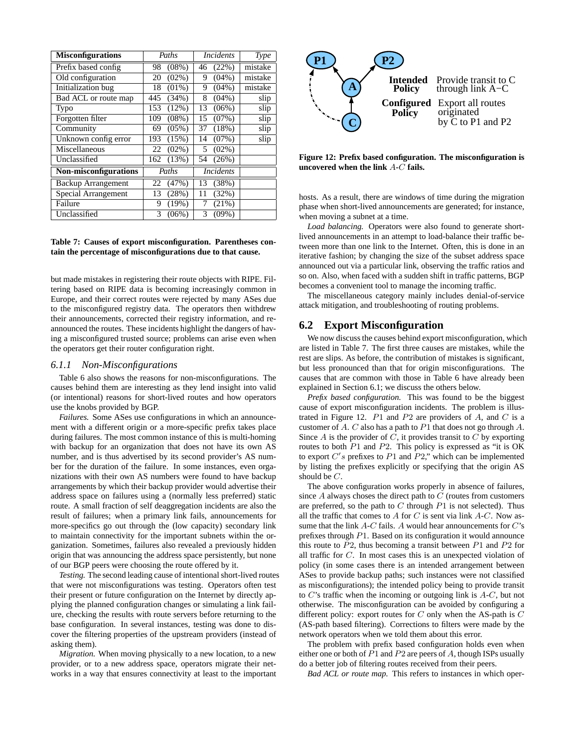| Misconfigurations | Paths | Incidents | Type |
|---|---|---|---|
| Prefix based config | 98 (08%) | 46 (22%) | mistake |
| Old configuration | 20 (02%) | 9 (04%) | mistake |
| Initialization bug | 18 (01%) | 9 (04%) | mistake |
| Bad ACL or route map | 445 (34%) | 8 (04%) | slip |
| Typo | 153 (12%) | 13 (06%) | slip |
| Forgotten filter | 109 (08%) | 15 (07%) | slip |
| Community | 69 (05%) | 37 (18%) | slip |
| Unknown config error | 193 (15%) | 14 (07%) | slip |
| Miscellaneous | 22 (02%) | 5 (02%) | |
| Unclassified | 162 (13%) | 54 (26%) | |
| **Non-misconfigurations** | *Paths* | *Incidents* | |
| Backup Arrangement | 22 (47%) | 13 (38%) | |
| Special Arrangement | 13 (28%) | 11 (32%) | |
| Failure | 9 (19%) | 7 (21%) | |
| Unclassified | 3 (06%) | 3 (09%) | |

**Table 7: Causes of export misconfiguration. Parentheses contain the percentage of misconfigurations due to that cause.**

but made mistakes in registering their route objects with RIPE. Filtering based on RIPE data is becoming increasingly common in Europe, and their correct routes were rejected by many ASes due to the misconfigured registry data. The operators then withdrew their announcements, corrected their registry information, and re-announced the routes. These incidents highlight the dangers of having a misconfigured trusted source; problems can arise even when the operators get their router configuration right.

### 6.1.1 Non-Misconfigurations

Table 6 also shows the reasons for non-misconfigurations. The causes behind them are interesting as they lend insight into valid (or intentional) reasons for short-lived routes and how operators use the knobs provided by BGP.

*Failures.* Some ASes use configurations in which an announcement with a different origin or a more-specific prefix takes place during failures. The most common instance of this is multi-homing with backup for an organization that does not have its own AS number, and is thus advertised by its second provider's AS number for the duration of the failure. In some instances, even organizations with their own AS numbers were found to have backup arrangements by which their backup provider would advertise their address space on failures using a (normally less preferred) static route. A small fraction of self deaggregation incidents are also the result of failures; when a primary link fails, announcements for more-specifics go out through the (low capacity) secondary link to maintain connectivity for the important subnets within the organization. Sometimes, failures also revealed a previously hidden origin that was announcing the address space persistently, but none of our BGP peers were choosing the route offered by it.

*Testing.* The second leading cause of intentional short-lived routes that were not misconfigurations was testing. Operators often test their present or future configuration on the Internet by directly applying the planned configuration changes or simulating a link failure, checking the results with route servers before returning to the base configuration. In several instances, testing was done to discover the filtering properties of the upstream providers (instead of asking them).

*Migration.* When moving physically to a new location, to a new provider, or to a new address space, operators migrate their networks in a way that ensures connectivity at least to the important hosts. As a result, there are windows of time during the migration phase when short-lived announcements are generated; for instance, when moving a subnet at a time.

*Load balancing.* Operators were also found to generate short-lived announcements in an attempt to load-balance their traffic between more than one link to the Internet. Often, this is done in an iterative fashion; by changing the size of the subset address space announced out via a particular link, observing the traffic ratios and so on. Also, when faced with a sudden shift in traffic patterns, BGP becomes a convenient tool to manage the incoming traffic.

The miscellaneous category mainly includes denial-of-service attack mitigation, and troubleshooting of routing problems.

**Figure 12: Prefix based configuration. The misconfiguration is uncovered when the link $A$-$C$ fails.**

## 6.2 Export Misconfiguration

We now discuss the causes behind export misconfiguration, which are listed in Table 7. The first three causes are mistakes, while the rest are slips. As before, the contribution of mistakes is significant, but less pronounced than that for origin misconfigurations. The causes that are common with those in Table 6 have already been explained in Section 6.1; we discuss the others below.

*Prefix based configuration.* This was found to be the biggest cause of export misconfiguration incidents. The problem is illustrated in Figure 12. $P1$ and $P2$ are providers of $A$, and $C$ is a customer of $A$. $C$ also has a path to $P1$ that does not go through $A$. Since $A$ is the provider of $C$, it provides transit to $C$ by exporting routes to both $P1$ and $P2$. This policy is expressed as "it is OK to export $C's$ prefixes to $P1$ and $P2$," which can be implemented by listing the prefixes explicitly or specifying that the origin AS should be $C$.

The above configuration works properly in absence of failures, since $A$ always choses the direct path to $C$ (routes from customers are preferred, so the path to $C$ through $P1$ is not selected). Thus all the traffic that comes to $A$ for $C$ is sent via link $A$-$C$. Now assume that the link $A$-$C$ fails. $A$ would hear announcements for $C$'s prefixes through $P1$. Based on its configuration it would announce this route to $P2$, thus becoming a transit between $P1$ and $P2$ for all traffic for $C$. In most cases this is an unexpected violation of policy (in some cases there is an intended arrangement between ASes to provide backup paths; such instances were not classified as misconfigurations); the intended policy being to provide transit to $C$'s traffic when the incoming or outgoing link is $A$-$C$, but not otherwise. The misconfiguration can be avoided by configuring a different policy: export routes for $C$ only when the AS-path is $C$ (AS-path based filtering). Corrections to filters were made by the network operators when we told them about this error.

The problem with prefix based configuration holds even when either one or both of $P1$ and $P2$ are peers of $A$, though ISPs usually do a better job of filtering routes received from their peers.

*Bad ACL or route map.* This refers to instances in which oper-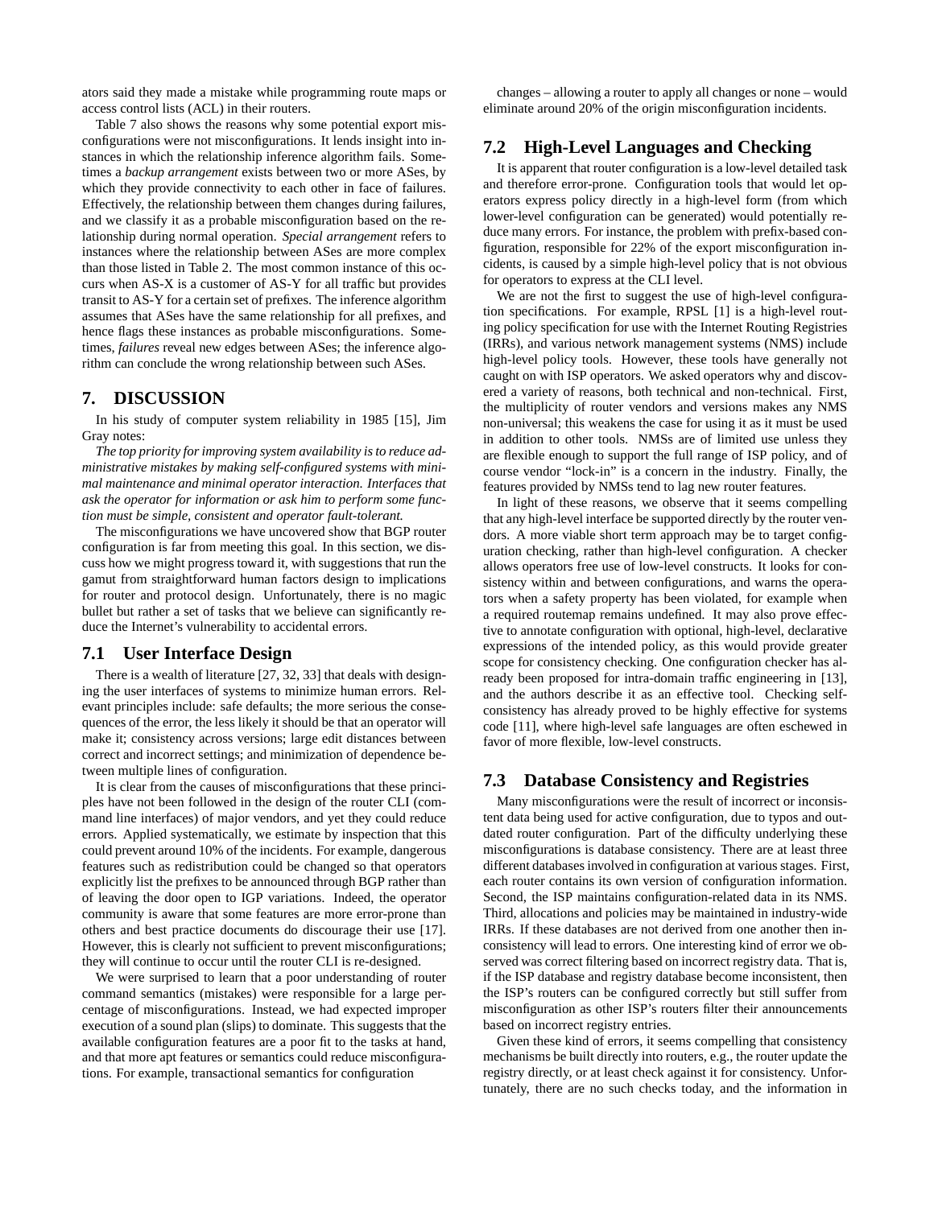ators said they made a mistake while programming route maps or access control lists (ACL) in their routers.

Table 7 also shows the reasons why some potential export misconfigurations were not misconfigurations. It lends insight into instances in which the relationship inference algorithm fails. Sometimes a *backup arrangement* exists between two or more ASes, by which they provide connectivity to each other in face of failures. Effectively, the relationship between them changes during failures, and we classify it as a probable misconfiguration based on the relationship during normal operation. *Special arrangement* refers to instances where the relationship between ASes are more complex than those listed in Table 2. The most common instance of this occurs when AS-X is a customer of AS-Y for all traffic but provides transit to AS-Y for a certain set of prefixes. The inference algorithm assumes that ASes have the same relationship for all prefixes, and hence flags these instances as probable misconfigurations. Sometimes, *failures* reveal new edges between ASes; the inference algorithm can conclude the wrong relationship between such ASes.

# 7. DISCUSSION

In his study of computer system reliability in 1985 [15], Jim Gray notes:

*The top priority for improving system availability is to reduce administrative mistakes by making self-configured systems with minimal maintenance and minimal operator interaction. Interfaces that ask the operator for information or ask him to perform some function must be simple, consistent and operator fault-tolerant.*

The misconfigurations we have uncovered show that BGP router configuration is far from meeting this goal. In this section, we discuss how we might progress toward it, with suggestions that run the gamut from straightforward human factors design to implications for router and protocol design. Unfortunately, there is no magic bullet but rather a set of tasks that we believe can significantly reduce the Internet's vulnerability to accidental errors.

## 7.1 User Interface Design

There is a wealth of literature [27, 32, 33] that deals with designing the user interfaces of systems to minimize human errors. Relevant principles include: safe defaults; the more serious the consequences of the error, the less likely it should be that an operator will make it; consistency across versions; large edit distances between correct and incorrect settings; and minimization of dependence between multiple lines of configuration.

It is clear from the causes of misconfigurations that these principles have not been followed in the design of the router CLI (command line interfaces) of major vendors, and yet they could reduce errors. Applied systematically, we estimate by inspection that this could prevent around 10% of the incidents. For example, dangerous features such as redistribution could be changed so that operators explicitly list the prefixes to be announced through BGP rather than of leaving the door open to IGP variations. Indeed, the operator community is aware that some features are more error-prone than others and best practice documents do discourage their use [17]. However, this is clearly not sufficient to prevent misconfigurations; they will continue to occur until the router CLI is re-designed.

We were surprised to learn that a poor understanding of router command semantics (mistakes) were responsible for a large percentage of misconfigurations. Instead, we had expected improper execution of a sound plan (slips) to dominate. This suggests that the available configuration features are a poor fit to the tasks at hand, and that more apt features or semantics could reduce misconfigurations. For example, transactional semantics for configuration changes – allowing a router to apply all changes or none – would eliminate around 20% of the origin misconfiguration incidents.

## 7.2 High-Level Languages and Checking

It is apparent that router configuration is a low-level detailed task and therefore error-prone. Configuration tools that would let operators express policy directly in a high-level form (from which lower-level configuration can be generated) would potentially reduce many errors. For instance, the problem with prefix-based configuration, responsible for 22% of the export misconfiguration incidents, is caused by a simple high-level policy that is not obvious for operators to express at the CLI level.

We are not the first to suggest the use of high-level configuration specifications. For example, RPSL [1] is a high-level routing policy specification for use with the Internet Routing Registries (IRRs), and various network management systems (NMS) include high-level policy tools. However, these tools have generally not caught on with ISP operators. We asked operators why and discovered a variety of reasons, both technical and non-technical. First, the multiplicity of router vendors and versions makes any NMS non-universal; this weakens the case for using it as it must be used in addition to other tools. NMSs are of limited use unless they are flexible enough to support the full range of ISP policy, and of course vendor "lock-in" is a concern in the industry. Finally, the features provided by NMSs tend to lag new router features.

In light of these reasons, we observe that it seems compelling that any high-level interface be supported directly by the router vendors. A more viable short term approach may be to target configuration checking, rather than high-level configuration. A checker allows operators free use of low-level constructs. It looks for consistency within and between configurations, and warns the operators when a safety property has been violated, for example when a required routemap remains undefined. It may also prove effective to annotate configuration with optional, high-level, declarative expressions of the intended policy, as this would provide greater scope for consistency checking. One configuration checker has already been proposed for intra-domain traffic engineering in [13], and the authors describe it as an effective tool. Checking self-consistency has already proved to be highly effective for systems code [11], where high-level safe languages are often eschewed in favor of more flexible, low-level constructs.

## 7.3 Database Consistency and Registries

Many misconfigurations were the result of incorrect or inconsistent data being used for active configuration, due to typos and outdated router configuration. Part of the difficulty underlying these misconfigurations is database consistency. There are at least three different databases involved in configuration at various stages. First, each router contains its own version of configuration information. Second, the ISP maintains configuration-related data in its NMS. Third, allocations and policies may be maintained in industry-wide IRRs. If these databases are not derived from one another then inconsistency will lead to errors. One interesting kind of error we observed was correct filtering based on incorrect registry data. That is, if the ISP database and registry database become inconsistent, then the ISP's routers can be configured correctly but still suffer from misconfiguration as other ISP's routers filter their announcements based on incorrect registry entries.

Given these kind of errors, it seems compelling that consistency mechanisms be built directly into routers, e.g., the router update the registry directly, or at least check against it for consistency. Unfortunately, there are no such checks today, and the information in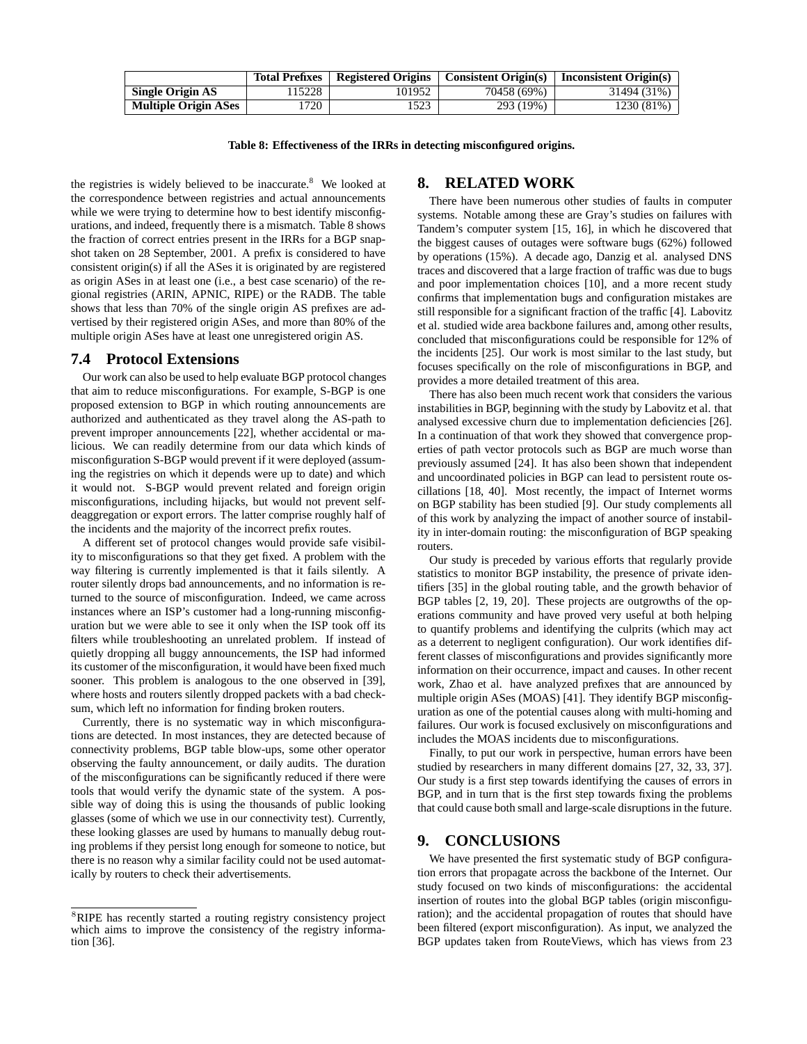|  | Total Prefixes | Registered Origins | Consistent Origin(s) | Inconsistent Origin(s) |
| --- | --- | --- | --- | --- |
| **Single Origin AS** | 115228 | 101952 | 70458 (69%) | 31494 (31%) |
| **Multiple Origin ASes** | 1720 | 1523 | 293 (19%) | 1230 (81%) |

**Table 8: Effectiveness of the IRRs in detecting misconfigured origins.**

the registries is widely believed to be inaccurate.[8] We looked at the correspondence between registries and actual announcements while we were trying to determine how to best identify misconfigurations, and indeed, frequently there is a mismatch. Table 8 shows the fraction of correct entries present in the IRRs for a BGP snapshot taken on 28 September, 2001. A prefix is considered to have consistent origin(s) if all the ASes it is originated by are registered as origin ASes in at least one (i.e., a best case scenario) of the regional registries (ARIN, APNIC, RIPE) or the RADB. The table shows that less than 70% of the single origin AS prefixes are advertised by their registered origin ASes, and more than 80% of the multiple origin ASes have at least one unregistered origin AS.

## 7.4 Protocol Extensions

Our work can also be used to help evaluate BGP protocol changes that aim to reduce misconfigurations. For example, S-BGP is one proposed extension to BGP in which routing announcements are authorized and authenticated as they travel along the AS-path to prevent improper announcements [22], whether accidental or malicious. We can readily determine from our data which kinds of misconfiguration S-BGP would prevent if it were deployed (assuming the registries on which it depends were up to date) and which it would not. S-BGP would prevent related and foreign origin misconfigurations, including hijacks, but would not prevent self-deaggregation or export errors. The latter comprise roughly half of the incidents and the majority of the incorrect prefix routes.

A different set of protocol changes would provide safe visibility to misconfigurations so that they get fixed. A problem with the way filtering is currently implemented is that it fails silently. A router silently drops bad announcements, and no information is returned to the source of misconfiguration. Indeed, we came across instances where an ISP's customer had a long-running misconfiguration but we were able to see it only when the ISP took off its filters while troubleshooting an unrelated problem. If instead of quietly dropping all buggy announcements, the ISP had informed its customer of the misconfiguration, it would have been fixed much sooner. This problem is analogous to the one observed in [39], where hosts and routers silently dropped packets with a bad checksum, which left no information for finding broken routers.

Currently, there is no systematic way in which misconfigurations are detected. In most instances, they are detected because of connectivity problems, BGP table blow-ups, some other operator observing the faulty announcement, or daily audits. The duration of the misconfigurations can be significantly reduced if there were tools that would verify the dynamic state of the system. A possible way of doing this is using the thousands of public looking glasses (some of which we use in our connectivity test). Currently, these looking glasses are used by humans to manually debug routing problems if they persist long enough for someone to notice, but there is no reason why a similar facility could not be used automatically by routers to check their advertisements.

[8] RIPE has recently started a routing registry consistency project which aims to improve the consistency of the registry information [36].

# 8. RELATED WORK

There have been numerous other studies of faults in computer systems. Notable among these are Gray's studies on failures with Tandem's computer system [15, 16], in which he discovered that the biggest causes of outages were software bugs (62%) followed by operations (15%). A decade ago, Danzig et al. analysed DNS traces and discovered that a large fraction of traffic was due to bugs and poor implementation choices [10], and a more recent study confirms that implementation bugs and configuration mistakes are still responsible for a significant fraction of the traffic [4]. Labovitz et al. studied wide area backbone failures and, among other results, concluded that misconfigurations could be responsible for 12% of the incidents [25]. Our work is most similar to the last study, but focuses specifically on the role of misconfigurations in BGP, and provides a more detailed treatment of this area.

There has also been much recent work that considers the various instabilities in BGP, beginning with the study by Labovitz et al. that analysed excessive churn due to implementation deficiencies [26]. In a continuation of that work they showed that convergence properties of path vector protocols such as BGP are much worse than previously assumed [24]. It has also been shown that independent and uncoordinated policies in BGP can lead to persistent route oscillations [18, 40]. Most recently, the impact of Internet worms on BGP stability has been studied [9]. Our study complements all of this work by analyzing the impact of another source of instability in inter-domain routing: the misconfiguration of BGP speaking routers.

Our study is preceded by various efforts that regularly provide statistics to monitor BGP instability, the presence of private identifiers [35] in the global routing table, and the growth behavior of BGP tables [2, 19, 20]. These projects are outgrowths of the operations community and have proved very useful at both helping to quantify problems and identifying the culprits (which may act as a deterrent to negligent configuration). Our work identifies different classes of misconfigurations and provides significantly more information on their occurrence, impact and causes. In other recent work, Zhao et al. have analyzed prefixes that are announced by multiple origin ASes (MOAS) [41]. They identify BGP misconfiguration as one of the potential causes along with multi-homing and failures. Our work is focused exclusively on misconfigurations and includes the MOAS incidents due to misconfigurations.

Finally, to put our work in perspective, human errors have been studied by researchers in many different domains [27, 32, 33, 37]. Our study is a first step towards identifying the causes of errors in BGP, and in turn that is the first step towards fixing the problems that could cause both small and large-scale disruptions in the future.

# 9. CONCLUSIONS

We have presented the first systematic study of BGP configuration errors that propagate across the backbone of the Internet. Our study focused on two kinds of misconfigurations: the accidental insertion of routes into the global BGP tables (origin misconfiguration); and the accidental propagation of routes that should have been filtered (export misconfiguration). As input, we analyzed the BGP updates taken from RouteViews, which has views from 23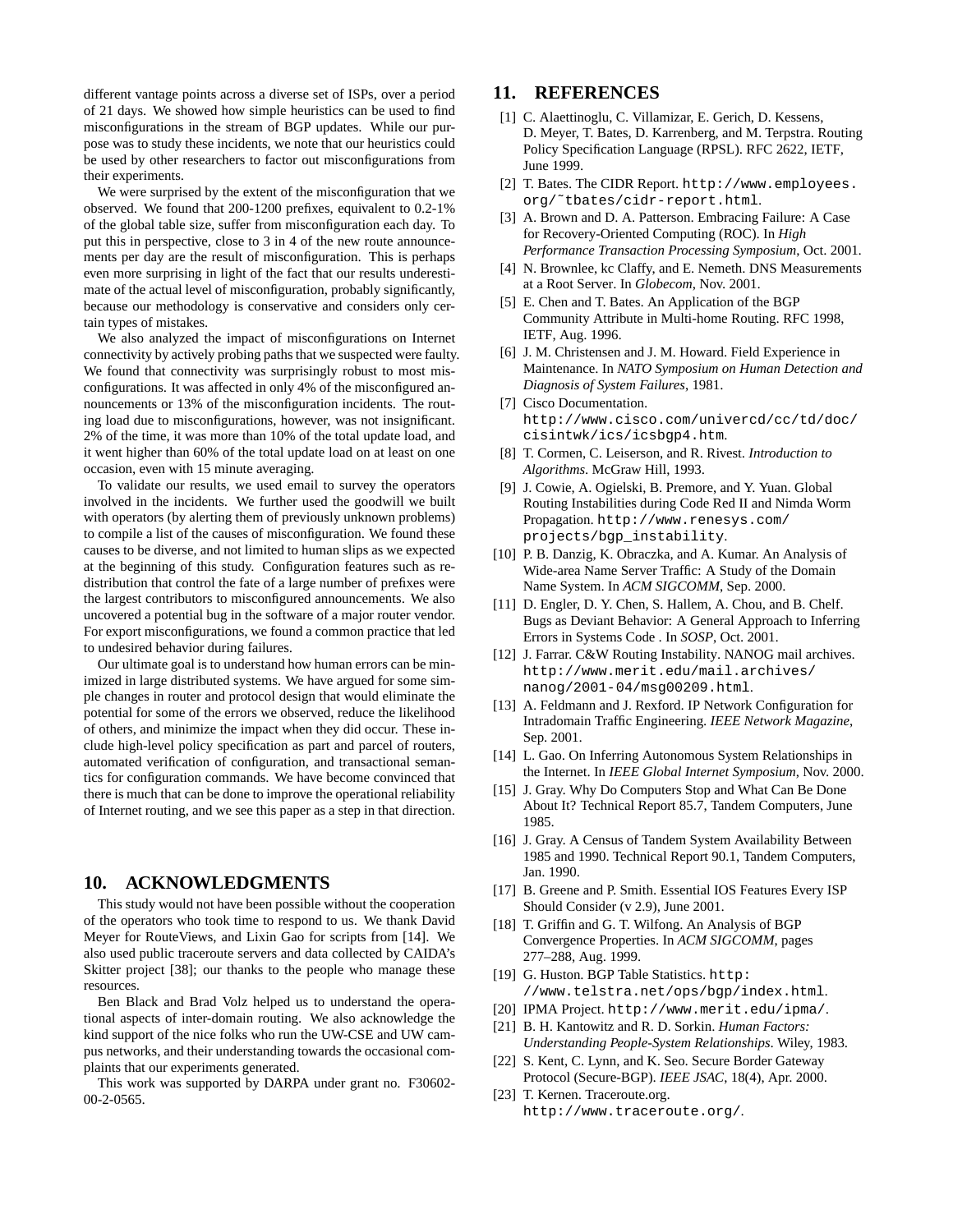different vantage points across a diverse set of ISPs, over a period of 21 days. We showed how simple heuristics can be used to find misconfigurations in the stream of BGP updates. While our purpose was to study these incidents, we note that our heuristics could be used by other researchers to factor out misconfigurations from their experiments.

We were surprised by the extent of the misconfiguration that we observed. We found that 200-1200 prefixes, equivalent to 0.2-1% of the global table size, suffer from misconfiguration each day. To put this in perspective, close to 3 in 4 of the new route announcements per day are the result of misconfiguration. This is perhaps even more surprising in light of the fact that our results underestimate of the actual level of misconfiguration, probably significantly, because our methodology is conservative and considers only certain types of mistakes.

We also analyzed the impact of misconfigurations on Internet connectivity by actively probing paths that we suspected were faulty. We found that connectivity was surprisingly robust to most misconfigurations. It was affected in only 4% of the misconfigured announcements or 13% of the misconfiguration incidents. The routing load due to misconfigurations, however, was not insignificant. 2% of the time, it was more than 10% of the total update load, and it went higher than 60% of the total update load on at least on one occasion, even with 15 minute averaging.

To validate our results, we used email to survey the operators involved in the incidents. We further used the goodwill we built with operators (by alerting them of previously unknown problems) to compile a list of the causes of misconfiguration. We found these causes to be diverse, and not limited to human slips as we expected at the beginning of this study. Configuration features such as redistribution that control the fate of a large number of prefixes were the largest contributors to misconfigured announcements. We also uncovered a potential bug in the software of a major router vendor. For export misconfigurations, we found a common practice that led to undesired behavior during failures.

Our ultimate goal is to understand how human errors can be minimized in large distributed systems. We have argued for some simple changes in router and protocol design that would eliminate the potential for some of the errors we observed, reduce the likelihood of others, and minimize the impact when they did occur. These include high-level policy specification as part and parcel of routers, automated verification of configuration, and transactional semantics for configuration commands. We have become convinced that there is much that can be done to improve the operational reliability of Internet routing, and we see this paper as a step in that direction.

## 10. ACKNOWLEDGMENTS

This study would not have been possible without the cooperation of the operators who took time to respond to us. We thank David Meyer for RouteViews, and Lixin Gao for scripts from [14]. We also used public traceroute servers and data collected by CAIDA's Skitter project [38]; our thanks to the people who manage these resources.

Ben Black and Brad Volz helped us to understand the operational aspects of inter-domain routing. We also acknowledge the kind support of the nice folks who run the UW-CSE and UW campus networks, and their understanding towards the occasional complaints that our experiments generated.

This work was supported by DARPA under grant no. F30602-00-2-0565.

## 11. REFERENCES

[1] C. Alaettinoglu, C. Villamizar, E. Gerich, D. Kessens, D. Meyer, T. Bates, D. Karrenberg, and M. Terpstra. Routing Policy Specification Language (RPSL). RFC 2622, IETF, June 1999.

[2] T. Bates. The CIDR Report. `http://www.employees.org/~tbates/cidr-report.html`.

[3] A. Brown and D. A. Patterson. Embracing Failure: A Case for Recovery-Oriented Computing (ROC). In *High Performance Transaction Processing Symposium*, Oct. 2001.

[4] N. Brownlee, kc Claffy, and E. Nemeth. DNS Measurements at a Root Server. In *Globecom*, Nov. 2001.

[5] E. Chen and T. Bates. An Application of the BGP Community Attribute in Multi-home Routing. RFC 1998, IETF, Aug. 1996.

[6] J. M. Christensen and J. M. Howard. Field Experience in Maintenance. In *NATO Symposium on Human Detection and Diagnosis of System Failures*, 1981.

[7] Cisco Documentation. `http://www.cisco.com/univercd/cc/td/doc/cisintwk/ics/icsbgp4.htm`.

[8] T. Cormen, C. Leiserson, and R. Rivest. *Introduction to Algorithms*. McGraw Hill, 1993.

[9] J. Cowie, A. Ogielski, B. Premore, and Y. Yuan. Global Routing Instabilities during Code Red II and Nimda Worm Propagation. `http://www.renesys.com/projects/bgp_instability`.

[10] P. B. Danzig, K. Obraczka, and A. Kumar. An Analysis of Wide-area Name Server Traffic: A Study of the Domain Name System. In *ACM SIGCOMM*, Sep. 2000.

[11] D. Engler, D. Y. Chen, S. Hallem, A. Chou, and B. Chelf. Bugs as Deviant Behavior: A General Approach to Inferring Errors in Systems Code . In *SOSP*, Oct. 2001.

[12] J. Farrar. C&W Routing Instability. NANOG mail archives. `http://www.merit.edu/mail.archives/nanog/2001-04/msg00209.html`.

[13] A. Feldmann and J. Rexford. IP Network Configuration for Intradomain Traffic Engineering. *IEEE Network Magazine*, Sep. 2001.

[14] L. Gao. On Inferring Autonomous System Relationships in the Internet. In *IEEE Global Internet Symposium*, Nov. 2000.

[15] J. Gray. Why Do Computers Stop and What Can Be Done About It? Technical Report 85.7, Tandem Computers, June 1985.

[16] J. Gray. A Census of Tandem System Availability Between 1985 and 1990. Technical Report 90.1, Tandem Computers, Jan. 1990.

[17] B. Greene and P. Smith. Essential IOS Features Every ISP Should Consider (v 2.9), June 2001.

[18] T. Griffin and G. T. Wilfong. An Analysis of BGP Convergence Properties. In *ACM SIGCOMM*, pages 277–288, Aug. 1999.

[19] G. Huston. BGP Table Statistics. `http://www.telstra.net/ops/bgp/index.html`.

[20] IPMA Project. `http://www.merit.edu/ipma/`.

[21] B. H. Kantowitz and R. D. Sorkin. *Human Factors: Understanding People-System Relationships*. Wiley, 1983.

[22] S. Kent, C. Lynn, and K. Seo. Secure Border Gateway Protocol (Secure-BGP). *IEEE JSAC*, 18(4), Apr. 2000.

[23] T. Kernen. Traceroute.org. `http://www.traceroute.org/`.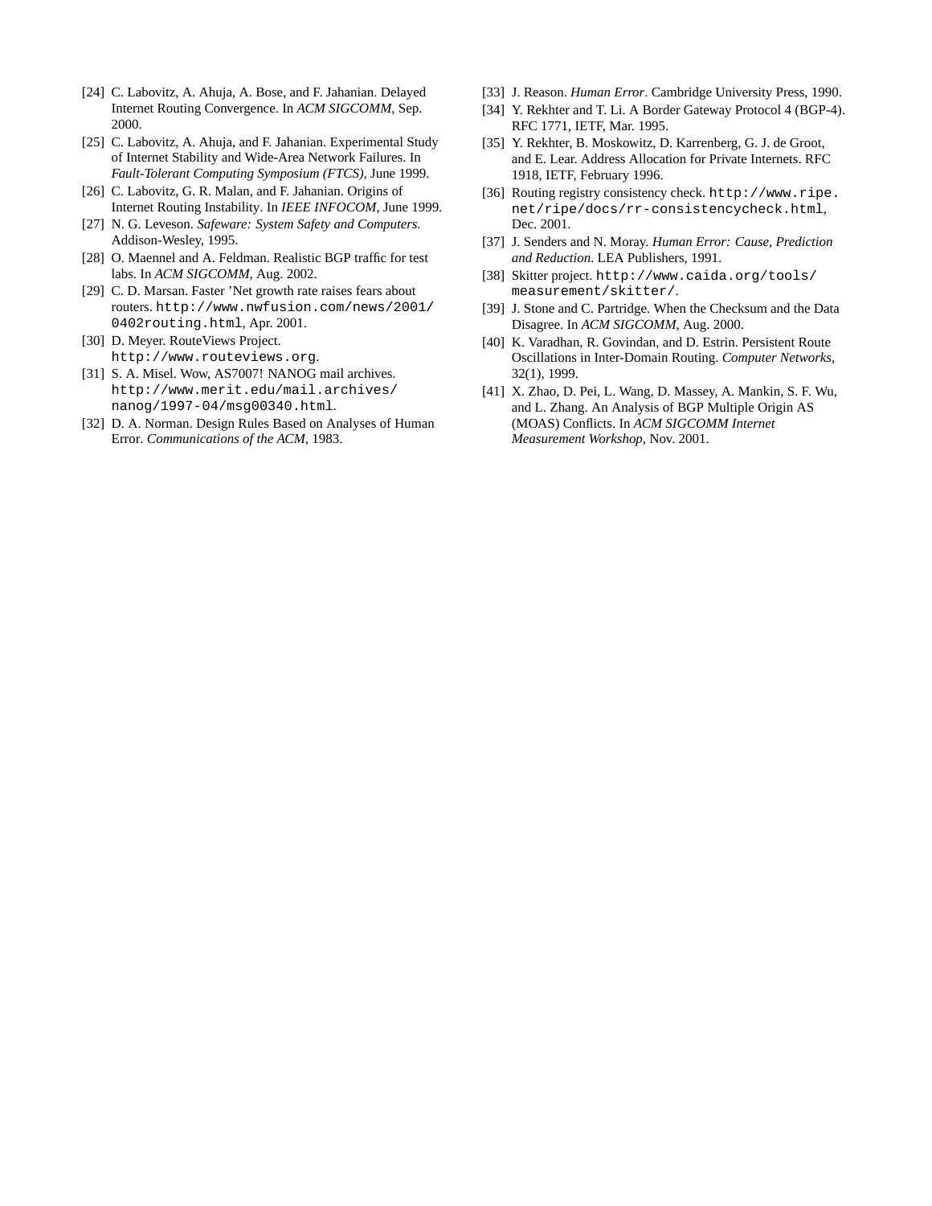[24] C. Labovitz, A. Ahuja, A. Bose, and F. Jahanian. Delayed Internet Routing Convergence. In *ACM SIGCOMM*, Sep. 2000.

[25] C. Labovitz, A. Ahuja, and F. Jahanian. Experimental Study of Internet Stability and Wide-Area Network Failures. In *Fault-Tolerant Computing Symposium (FTCS)*, June 1999.

[26] C. Labovitz, G. R. Malan, and F. Jahanian. Origins of Internet Routing Instability. In *IEEE INFOCOM*, June 1999.

[27] N. G. Leveson. *Safeware: System Safety and Computers*. Addison-Wesley, 1995.

[28] O. Maennel and A. Feldman. Realistic BGP traffic for test labs. In *ACM SIGCOMM*, Aug. 2002.

[29] C. D. Marsan. Faster 'Net growth rate raises fears about routers. `http://www.nwfusion.com/news/2001/0402routing.html`, Apr. 2001.

[30] D. Meyer. RouteViews Project. `http://www.routeviews.org`.

[31] S. A. Misel. Wow, AS7007! NANOG mail archives. `http://www.merit.edu/mail.archives/nanog/1997-04/msg00340.html`.

[32] D. A. Norman. Design Rules Based on Analyses of Human Error. *Communications of the ACM*, 1983.

[33] J. Reason. *Human Error*. Cambridge University Press, 1990.

[34] Y. Rekhter and T. Li. A Border Gateway Protocol 4 (BGP-4). RFC 1771, IETF, Mar. 1995.

[35] Y. Rekhter, B. Moskowitz, D. Karrenberg, G. J. de Groot, and E. Lear. Address Allocation for Private Internets. RFC 1918, IETF, February 1996.

[36] Routing registry consistency check. `http://www.ripe.net/ripe/docs/rr-consistencycheck.html`, Dec. 2001.

[37] J. Senders and N. Moray. *Human Error: Cause, Prediction and Reduction*. LEA Publishers, 1991.

[38] Skitter project. `http://www.caida.org/tools/measurement/skitter/`.

[39] J. Stone and C. Partridge. When the Checksum and the Data Disagree. In *ACM SIGCOMM*, Aug. 2000.

[40] K. Varadhan, R. Govindan, and D. Estrin. Persistent Route Oscillations in Inter-Domain Routing. *Computer Networks*, 32(1), 1999.

[41] X. Zhao, D. Pei, L. Wang, D. Massey, A. Mankin, S. F. Wu, and L. Zhang. An Analysis of BGP Multiple Origin AS (MOAS) Conflicts. In *ACM SIGCOMM Internet Measurement Workshop*, Nov. 2001.